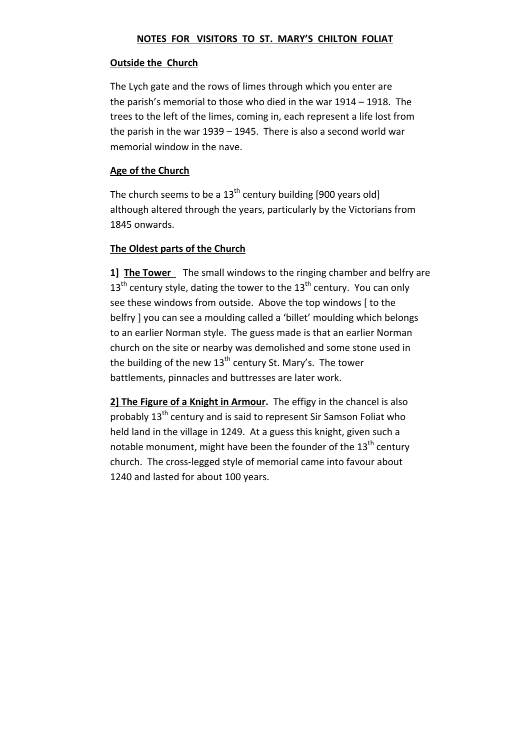# NOTES FOR VISITORS TO ST. MARY'S CHILTON FOLIAT

## Outside the Church

The Lych gate and the rows of limes through which you enter are the parish's memorial to those who died in the war 1914 – 1918. The trees to the left of the limes, coming in, each represent a life lost from the parish in the war 1939 – 1945. There is also a second world war memorial window in the nave.

## Age of the Church

The church seems to be a 13th century building [900 years old] although altered through the years, particularly by the Victorians from 1845 onwards.

## The Oldest parts of the Church

**1] The Tower** The small windows to the ringing chamber and belfry are 13th century style, dating the tower to the 13th century. You can only see these windows from outside. Above the top windows [ to the belfry ] you can see a moulding called a 'billet' moulding which belongs to an earlier Norman style. The guess made is that an earlier Norman church on the site or nearby was demolished and some stone used in the building of the new 13th century St. Mary's. The tower battlements, pinnacles and buttresses are later work.

**2] The Figure of a Knight in Armour.** The effigy in the chancel is also probably 13th century and is said to represent Sir Samson Foliat who held land in the village in 1249. At a guess this knight, given such a notable monument, might have been the founder of the 13th century church. The cross-legged style of memorial came into favour about 1240 and lasted for about 100 years.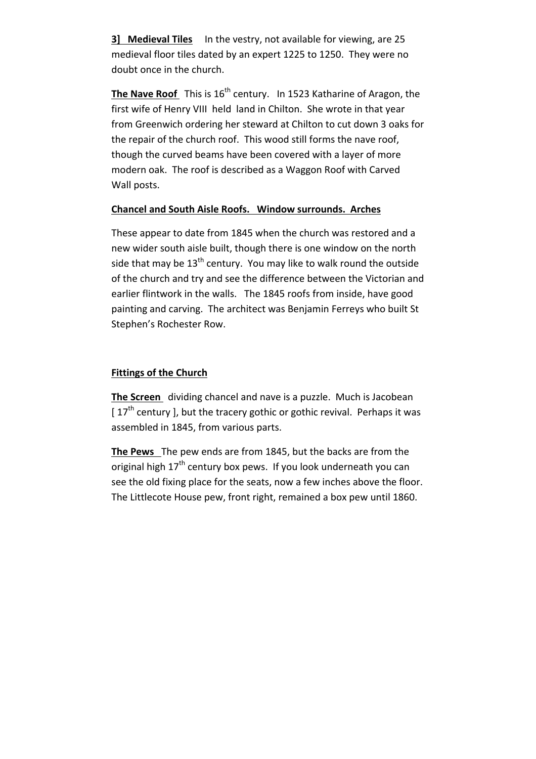**3] Medieval Tiles** In the vestry, not available for viewing, are 25 medieval floor tiles dated by an expert 1225 to 1250. They were no doubt once in the church.

**The Nave Roof** This is 16th century. In 1523 Katharine of Aragon, the first wife of Henry VIII held land in Chilton. She wrote in that year from Greenwich ordering her steward at Chilton to cut down 3 oaks for the repair of the church roof. This wood still forms the nave roof, though the curved beams have been covered with a layer of more modern oak. The roof is described as a Waggon Roof with Carved Wall posts.

**Chancel and South Aisle Roofs. Window surrounds. Arches**

These appear to date from 1845 when the church was restored and a new wider south aisle built, though there is one window on the north side that may be 13th century. You may like to walk round the outside of the church and try and see the difference between the Victorian and earlier flintwork in the walls. The 1845 roofs from inside, have good painting and carving. The architect was Benjamin Ferreys who built St Stephen's Rochester Row.

**Fittings of the Church**

**The Screen** dividing chancel and nave is a puzzle. Much is Jacobean [ 17th century ], but the tracery gothic or gothic revival. Perhaps it was assembled in 1845, from various parts.

**The Pews** The pew ends are from 1845, but the backs are from the original high 17th century box pews. If you look underneath you can see the old fixing place for the seats, now a few inches above the floor. The Littlecote House pew, front right, remained a box pew until 1860.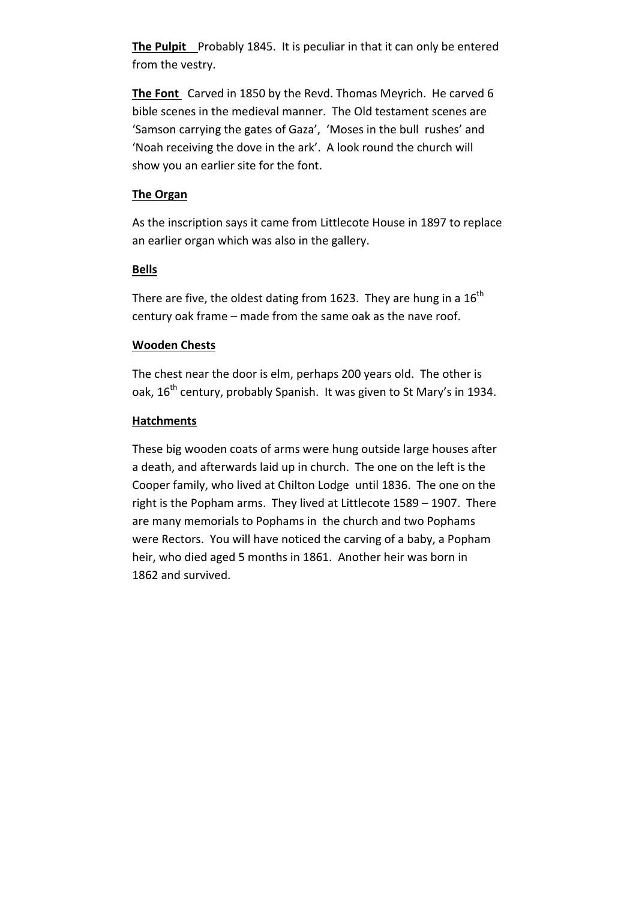**The Pulpit** Probably 1845. It is peculiar in that it can only be entered from the vestry.

**The Font** Carved in 1850 by the Revd. Thomas Meyrich. He carved 6 bible scenes in the medieval manner. The Old testament scenes are 'Samson carrying the gates of Gaza', 'Moses in the bull rushes' and 'Noah receiving the dove in the ark'. A look round the church will show you an earlier site for the font.

**The Organ**

As the inscription says it came from Littlecote House in 1897 to replace an earlier organ which was also in the gallery.

**Bells**

There are five, the oldest dating from 1623. They are hung in a 16th century oak frame – made from the same oak as the nave roof.

**Wooden Chests**

The chest near the door is elm, perhaps 200 years old. The other is oak, 16th century, probably Spanish. It was given to St Mary's in 1934.

**Hatchments**

These big wooden coats of arms were hung outside large houses after a death, and afterwards laid up in church. The one on the left is the Cooper family, who lived at Chilton Lodge until 1836. The one on the right is the Popham arms. They lived at Littlecote 1589 – 1907. There are many memorials to Pophams in the church and two Pophams were Rectors. You will have noticed the carving of a baby, a Popham heir, who died aged 5 months in 1861. Another heir was born in 1862 and survived.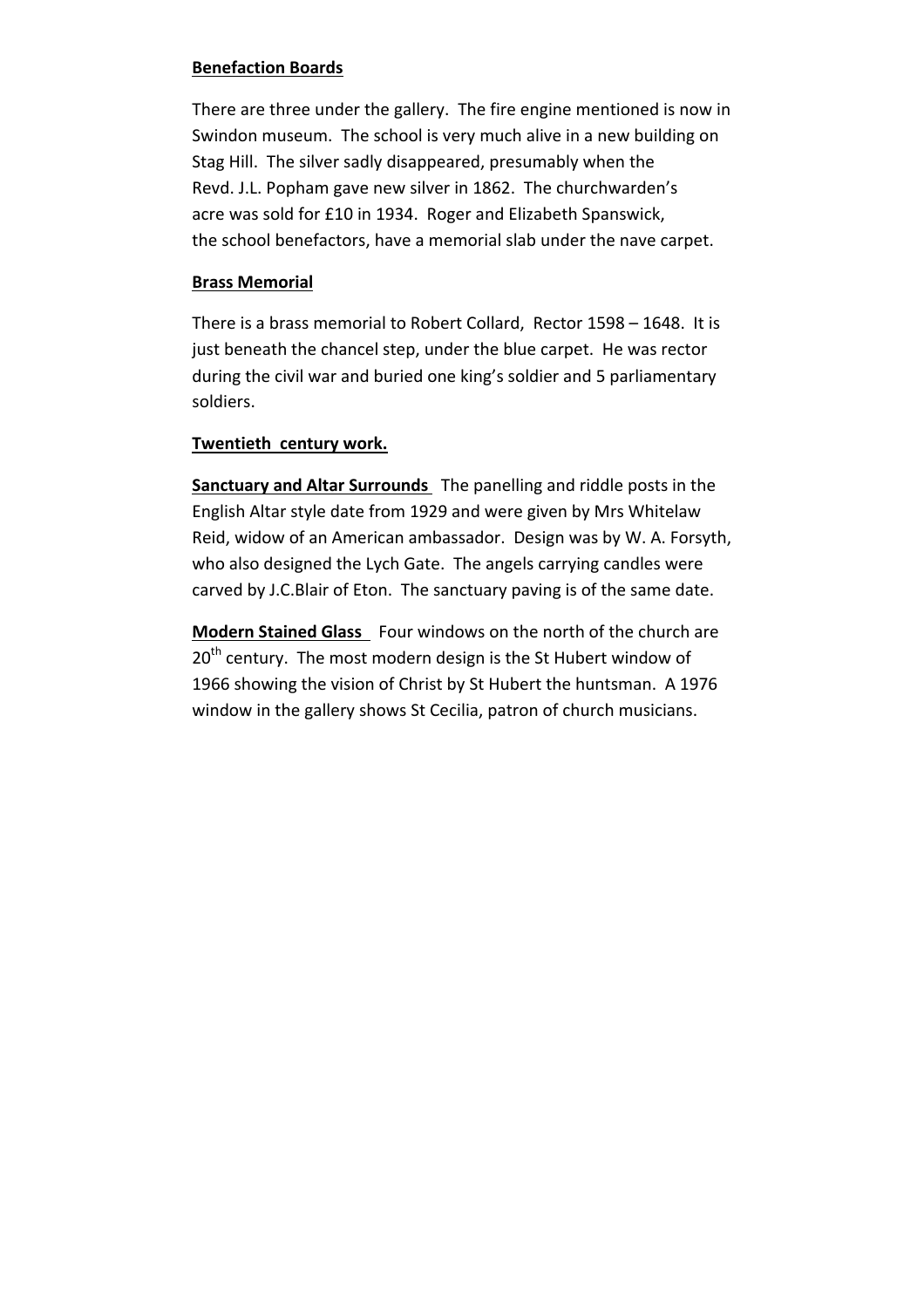**Benefaction Boards**

There are three under the gallery. The fire engine mentioned is now in Swindon museum. The school is very much alive in a new building on Stag Hill. The silver sadly disappeared, presumably when the Revd. J.L. Popham gave new silver in 1862. The churchwarden's acre was sold for £10 in 1934. Roger and Elizabeth Spanswick, the school benefactors, have a memorial slab under the nave carpet.

**Brass Memorial**

There is a brass memorial to Robert Collard, Rector 1598 – 1648. It is just beneath the chancel step, under the blue carpet. He was rector during the civil war and buried one king's soldier and 5 parliamentary soldiers.

**Twentieth century work.**

**Sanctuary and Altar Surrounds** The panelling and riddle posts in the English Altar style date from 1929 and were given by Mrs Whitelaw Reid, widow of an American ambassador. Design was by W. A. Forsyth, who also designed the Lych Gate. The angels carrying candles were carved by J.C.Blair of Eton. The sanctuary paving is of the same date.

**Modern Stained Glass** Four windows on the north of the church are 20th century. The most modern design is the St Hubert window of 1966 showing the vision of Christ by St Hubert the huntsman. A 1976 window in the gallery shows St Cecilia, patron of church musicians.